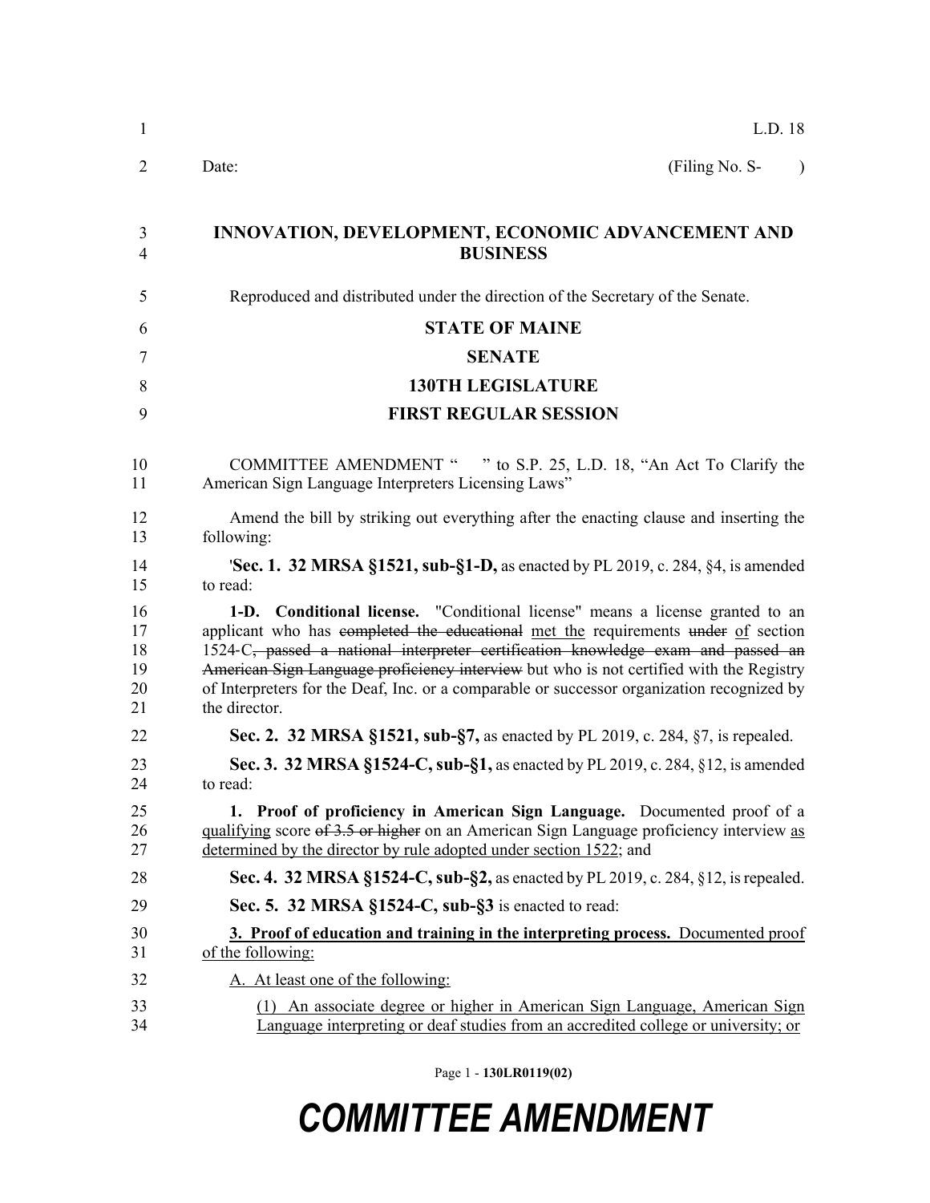L.D. 18

Date: (Filing No. S- )

**INNOVATION, DEVELOPMENT, ECONOMIC ADVANCEMENT AND BUSINESS**

Reproduced and distributed under the direction of the Secretary of the Senate.

**STATE OF MAINE**

**SENATE**

**130TH LEGISLATURE**

**FIRST REGULAR SESSION**

COMMITTEE AMENDMENT " " to S.P. 25, L.D. 18, "An Act To Clarify the American Sign Language Interpreters Licensing Laws"

Amend the bill by striking out everything after the enacting clause and inserting the following:

'**Sec. 1. 32 MRSA §1521, sub-§1-D,** as enacted by PL 2019, c. 284, §4, is amended to read:

**1-D. Conditional license.** "Conditional license" means a license granted to an applicant who has ~~completed the educational~~ met the requirements ~~under~~ of section 1524-C~~, passed a national interpreter certification knowledge exam and passed an American Sign Language proficiency interview~~ but who is not certified with the Registry of Interpreters for the Deaf, Inc. or a comparable or successor organization recognized by the director.

**Sec. 2. 32 MRSA §1521, sub-§7,** as enacted by PL 2019, c. 284, §7, is repealed.

**Sec. 3. 32 MRSA §1524-C, sub-§1,** as enacted by PL 2019, c. 284, §12, is amended to read:

**1. Proof of proficiency in American Sign Language.** Documented proof of a qualifying score ~~of 3.5 or higher~~ on an American Sign Language proficiency interview as determined by the director by rule adopted under section 1522; and

**Sec. 4. 32 MRSA §1524-C, sub-§2,** as enacted by PL 2019, c. 284, §12, is repealed.

**Sec. 5. 32 MRSA §1524-C, sub-§3** is enacted to read:

**3. Proof of education and training in the interpreting process.** Documented proof of the following:

A. At least one of the following:

(1) An associate degree or higher in American Sign Language, American Sign Language interpreting or deaf studies from an accredited college or university; or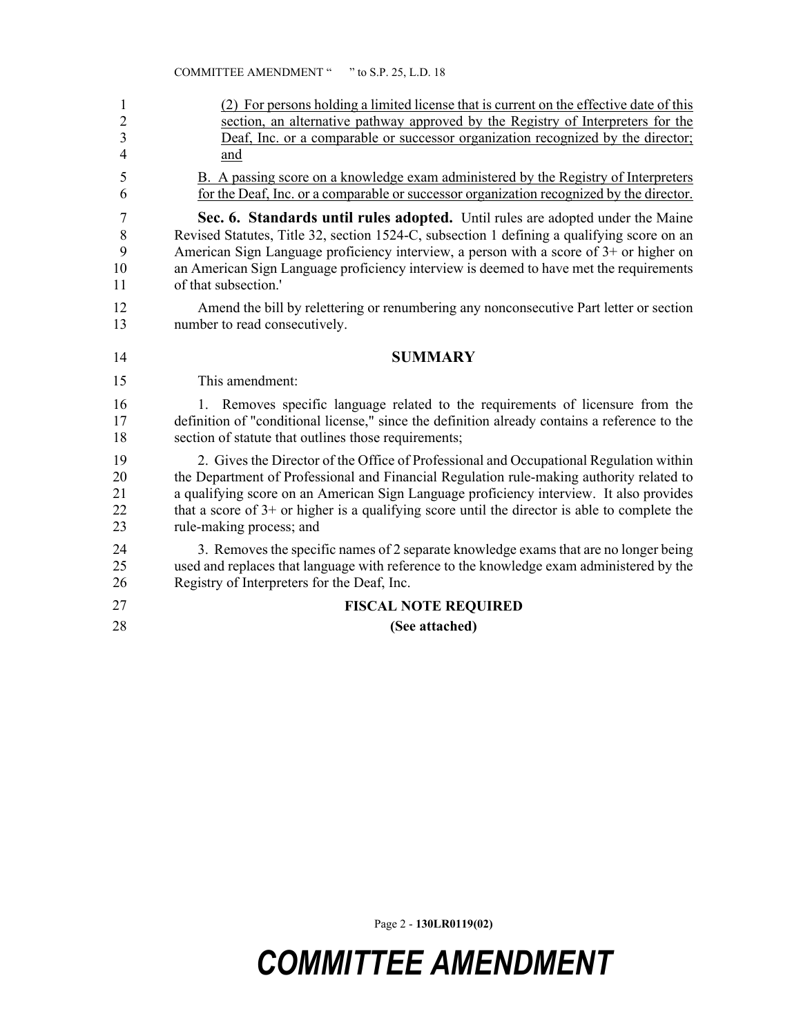(2) For persons holding a limited license that is current on the effective date of this section, an alternative pathway approved by the Registry of Interpreters for the Deaf, Inc. or a comparable or successor organization recognized by the director; and

B. A passing score on a knowledge exam administered by the Registry of Interpreters for the Deaf, Inc. or a comparable or successor organization recognized by the director.

**Sec. 6. Standards until rules adopted.** Until rules are adopted under the Maine Revised Statutes, Title 32, section 1524-C, subsection 1 defining a qualifying score on an American Sign Language proficiency interview, a person with a score of 3+ or higher on an American Sign Language proficiency interview is deemed to have met the requirements of that subsection.'

Amend the bill by relettering or renumbering any nonconsecutive Part letter or section number to read consecutively.

## SUMMARY

This amendment:

1. Removes specific language related to the requirements of licensure from the definition of "conditional license," since the definition already contains a reference to the section of statute that outlines those requirements;

2. Gives the Director of the Office of Professional and Occupational Regulation within the Department of Professional and Financial Regulation rule-making authority related to a qualifying score on an American Sign Language proficiency interview. It also provides that a score of 3+ or higher is a qualifying score until the director is able to complete the rule-making process; and

3. Removes the specific names of 2 separate knowledge exams that are no longer being used and replaces that language with reference to the knowledge exam administered by the Registry of Interpreters for the Deaf, Inc.

**FISCAL NOTE REQUIRED**

**(See attached)**